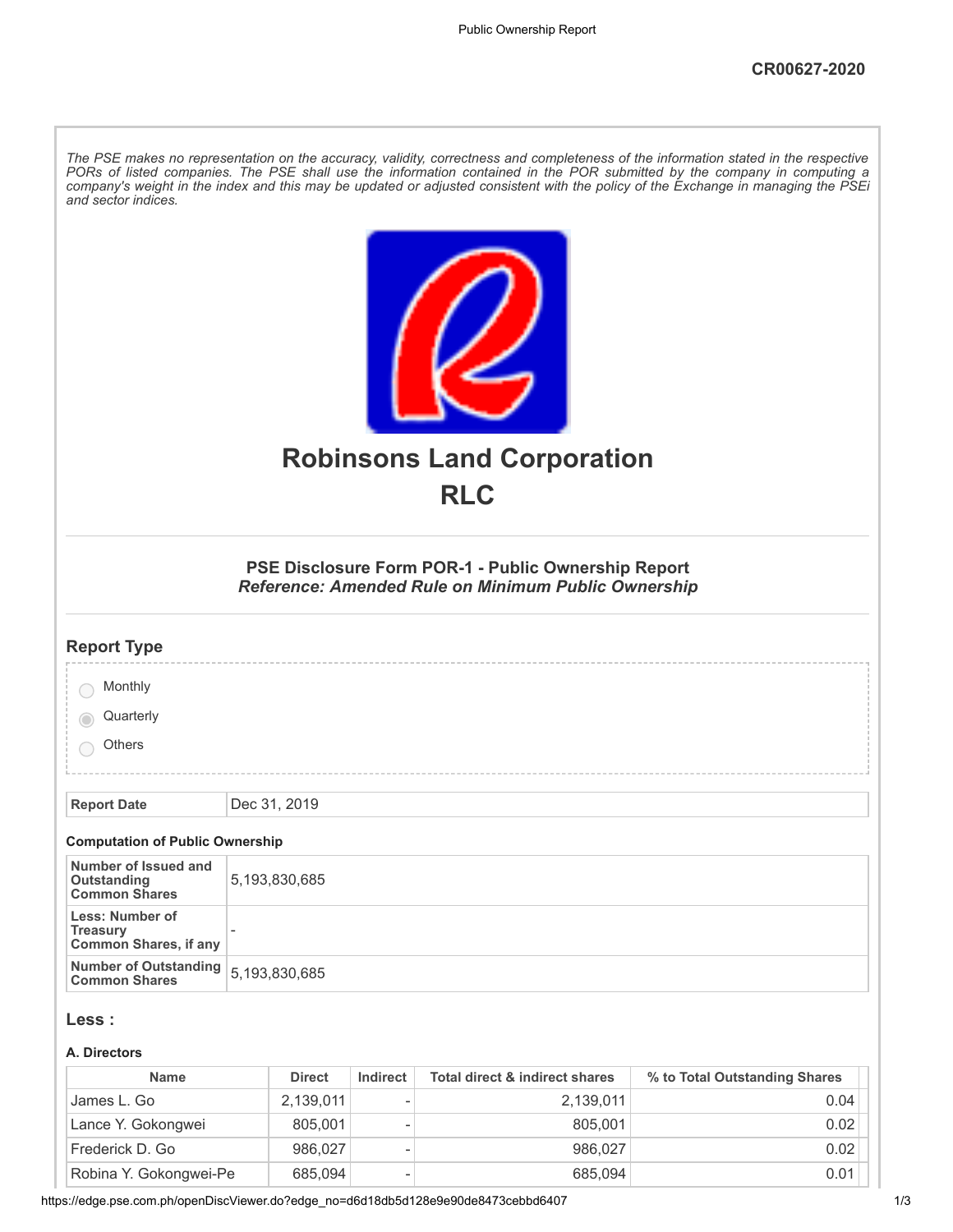CR00627-2020

*The PSE makes no representation on the accuracy, validity, correctness and completeness of the information stated in the respective PORs of listed companies. The PSE shall use the information contained in the POR submitted by the company in computing a company's weight in the index and this may be updated or adjusted consistent with the policy of the Exchange in managing the PSEi and sector indices.*

# Robinsons Land Corporation
# RLC

### PSE Disclosure Form POR-1 - Public Ownership Report
***Reference: Amended Rule on Minimum Public Ownership***

## Report Type

- Monthly
- Quarterly (selected)
- Others

| Report Date | Dec 31, 2019 |
|---|---|

#### Computation of Public Ownership

| Number of Issued and Outstanding Common Shares | 5,193,830,685 |
|---|---|
| Less: Number of Treasury Common Shares, if any | - |
| Number of Outstanding Common Shares | 5,193,830,685 |

## Less :

#### A. Directors

| Name | Direct | Indirect | Total direct & indirect shares | % to Total Outstanding Shares |
|---|---|---|---|---|
| James L. Go | 2,139,011 | - | 2,139,011 | 0.04 |
| Lance Y. Gokongwei | 805,001 | - | 805,001 | 0.02 |
| Frederick D. Go | 986,027 | - | 986,027 | 0.02 |
| Robina Y. Gokongwei-Pe | 685,094 | - | 685,094 | 0.01 |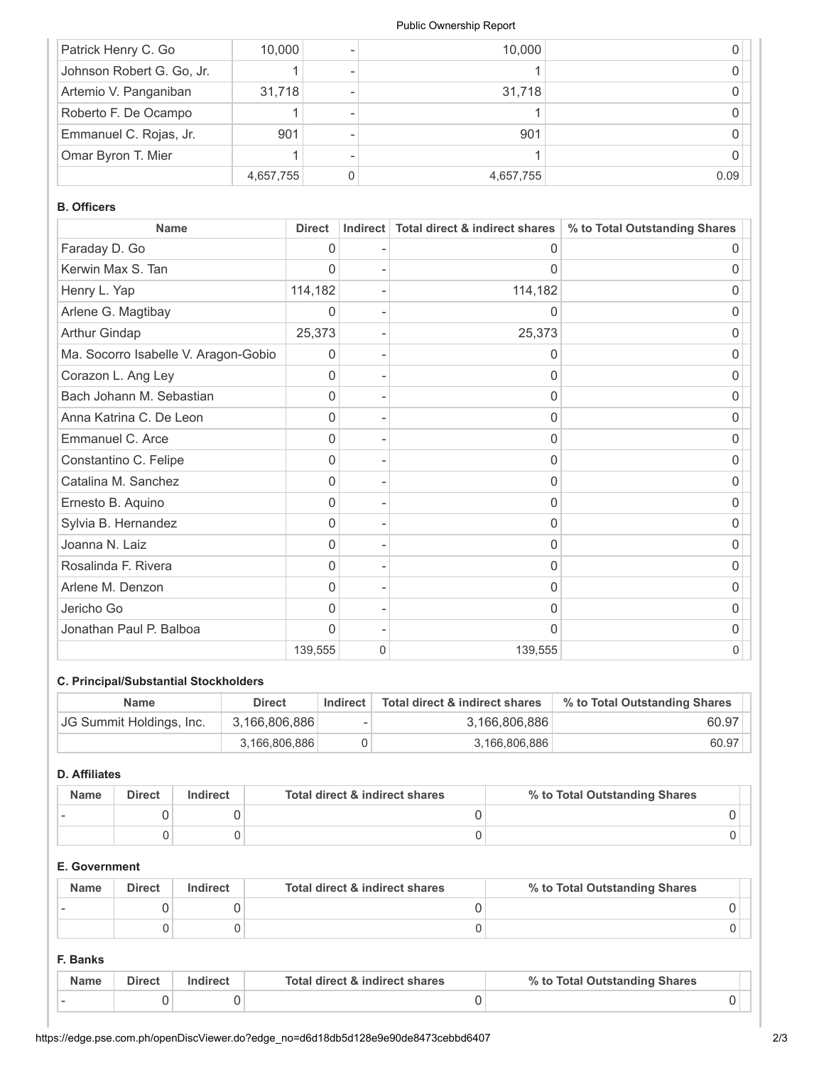| | | | | |
|---|---|---|---|---|
| Patrick Henry C. Go | 10,000 | - | 10,000 | 0 |
| Johnson Robert G. Go, Jr. | 1 | - | 1 | 0 |
| Artemio V. Panganiban | 31,718 | - | 31,718 | 0 |
| Roberto F. De Ocampo | 1 | - | 1 | 0 |
| Emmanuel C. Rojas, Jr. | 901 | - | 901 | 0 |
| Omar Byron T. Mier | 1 | - | 1 | 0 |
| | 4,657,755 | 0 | 4,657,755 | 0.09 |

**B. Officers**

| Name | Direct | Indirect | Total direct & indirect shares | % to Total Outstanding Shares |
|---|---|---|---|---|
| Faraday D. Go | 0 | - | 0 | 0 |
| Kerwin Max S. Tan | 0 | - | 0 | 0 |
| Henry L. Yap | 114,182 | - | 114,182 | 0 |
| Arlene G. Magtibay | 0 | - | 0 | 0 |
| Arthur Gindap | 25,373 | - | 25,373 | 0 |
| Ma. Socorro Isabelle V. Aragon-Gobio | 0 | - | 0 | 0 |
| Corazon L. Ang Ley | 0 | - | 0 | 0 |
| Bach Johann M. Sebastian | 0 | - | 0 | 0 |
| Anna Katrina C. De Leon | 0 | - | 0 | 0 |
| Emmanuel C. Arce | 0 | - | 0 | 0 |
| Constantino C. Felipe | 0 | - | 0 | 0 |
| Catalina M. Sanchez | 0 | - | 0 | 0 |
| Ernesto B. Aquino | 0 | - | 0 | 0 |
| Sylvia B. Hernandez | 0 | - | 0 | 0 |
| Joanna N. Laiz | 0 | - | 0 | 0 |
| Rosalinda F. Rivera | 0 | - | 0 | 0 |
| Arlene M. Denzon | 0 | - | 0 | 0 |
| Jericho Go | 0 | - | 0 | 0 |
| Jonathan Paul P. Balboa | 0 | - | 0 | 0 |
| | 139,555 | 0 | 139,555 | 0 |

**C. Principal/Substantial Stockholders**

| Name | Direct | Indirect | Total direct & indirect shares | % to Total Outstanding Shares |
|---|---|---|---|---|
| JG Summit Holdings, Inc. | 3,166,806,886 | - | 3,166,806,886 | 60.97 |
| | 3,166,806,886 | 0 | 3,166,806,886 | 60.97 |

**D. Affiliates**

| Name | Direct | Indirect | Total direct & indirect shares | % to Total Outstanding Shares |
|---|---|---|---|---|
| - | 0 | 0 | 0 | 0 |
| | 0 | 0 | 0 | 0 |

**E. Government**

| Name | Direct | Indirect | Total direct & indirect shares | % to Total Outstanding Shares |
|---|---|---|---|---|
| - | 0 | 0 | 0 | 0 |
| | 0 | 0 | 0 | 0 |

**F. Banks**

| Name | Direct | Indirect | Total direct & indirect shares | % to Total Outstanding Shares |
|---|---|---|---|---|
| - | 0 | 0 | 0 | 0 |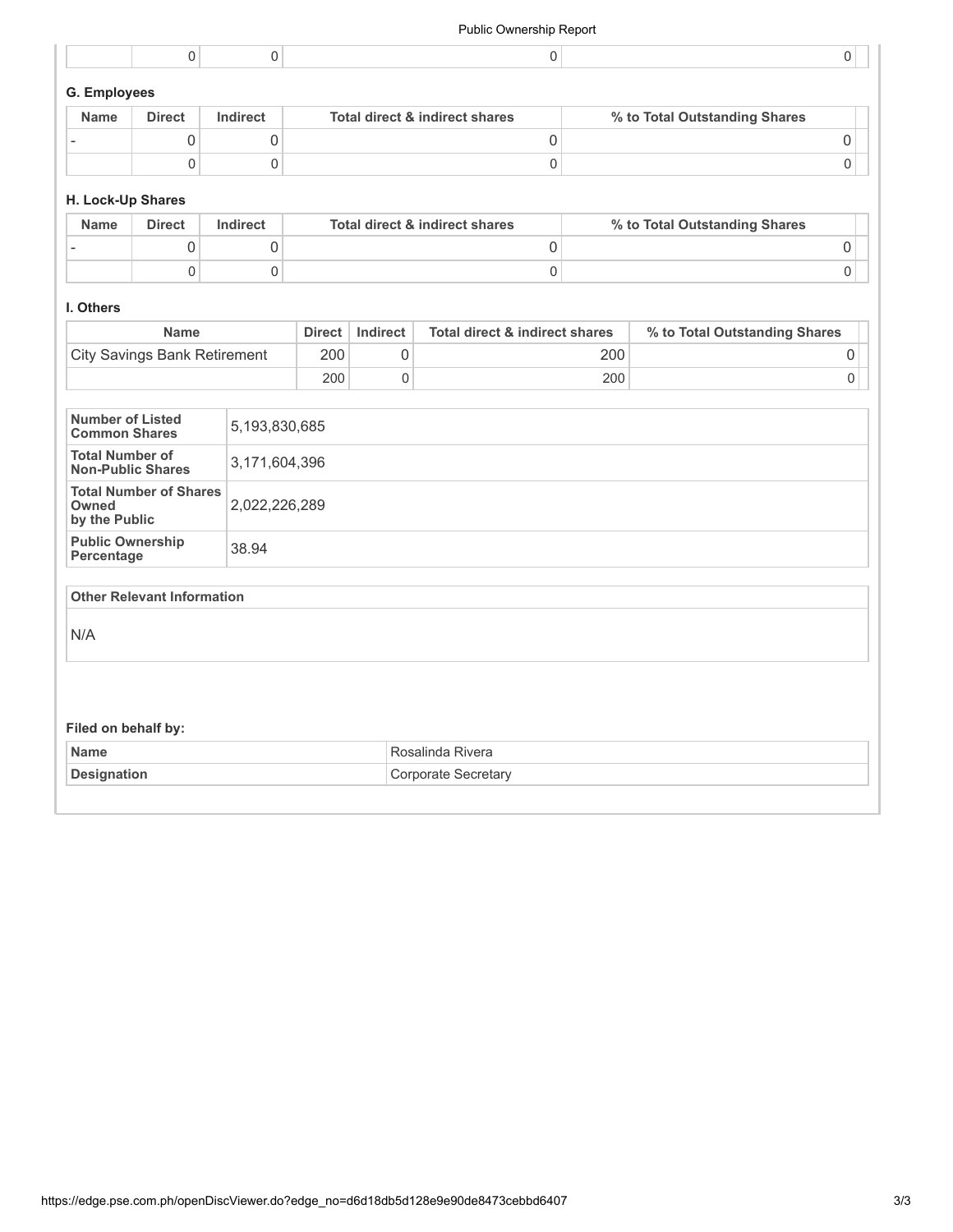| | | | | |
|---|---|---|---|---|
| | 0 | 0 | 0 | 0 |

### G. Employees

| Name | Direct | Indirect | Total direct & indirect shares | % to Total Outstanding Shares |
|---|---|---|---|---|
| - | 0 | 0 | 0 | 0 |
| | 0 | 0 | 0 | 0 |

### H. Lock-Up Shares

| Name | Direct | Indirect | Total direct & indirect shares | % to Total Outstanding Shares |
|---|---|---|---|---|
| - | 0 | 0 | 0 | 0 |
| | 0 | 0 | 0 | 0 |

### I. Others

| Name | Direct | Indirect | Total direct & indirect shares | % to Total Outstanding Shares |
|---|---|---|---|---|
| City Savings Bank Retirement | 200 | 0 | 200 | 0 |
| | 200 | 0 | 200 | 0 |

| | |
|---|---|
| **Number of Listed Common Shares** | 5,193,830,685 |
| **Total Number of Non-Public Shares** | 3,171,604,396 |
| **Total Number of Shares Owned by the Public** | 2,022,226,289 |
| **Public Ownership Percentage** | 38.94 |

**Other Relevant Information**

N/A

**Filed on behalf by:**

| | |
|---|---|
| **Name** | Rosalinda Rivera |
| **Designation** | Corporate Secretary |